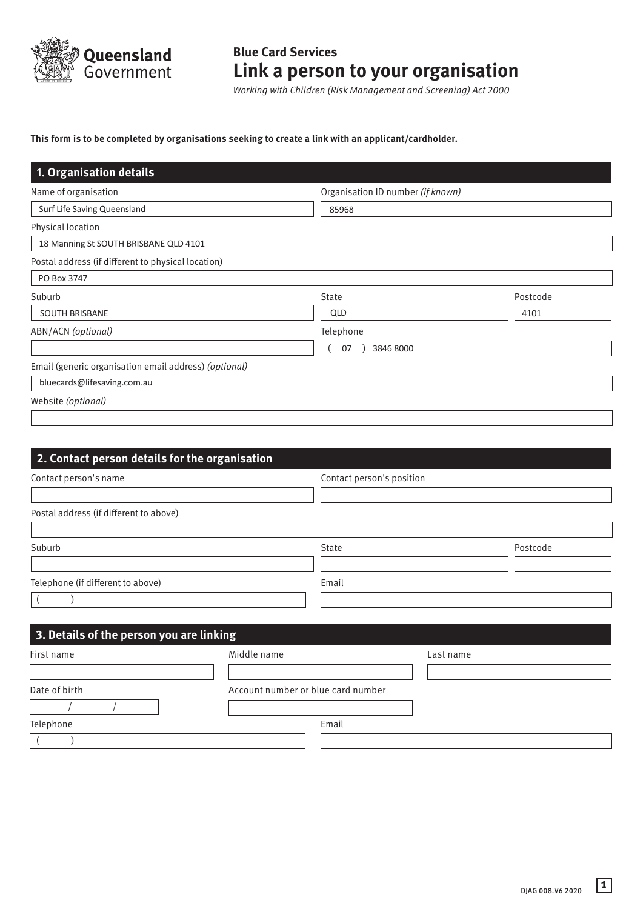Queensland Government

# Blue Card Services
# Link a person to your organisation

*Working with Children (Risk Management and Screening) Act 2000*

**This form is to be completed by organisations seeking to create a link with an applicant/cardholder.**

## 1. Organisation details

| Field | Value |
|---|---|
| Name of organisation | Surf Life Saving Queensland |
| Organisation ID number *(if known)* | 85968 |
| Physical location | 18 Manning St SOUTH BRISBANE QLD 4101 |
| Postal address (if different to physical location) | PO Box 3747 |
| Suburb | SOUTH BRISBANE |
| State | QLD |
| Postcode | 4101 |
| ABN/ACN *(optional)* | |
| Telephone | ( 07 ) 3846 8000 |
| Email (generic organisation email address) *(optional)* | bluecards@lifesaving.com.au |
| Website *(optional)* | |

## 2. Contact person details for the organisation

| Field | Value |
|---|---|
| Contact person's name | |
| Contact person's position | |
| Postal address (if different to above) | |
| Suburb | |
| State | |
| Postcode | |
| Telephone (if different to above) | ( ) |
| Email | |

## 3. Details of the person you are linking

| Field | Value |
|---|---|
| First name | |
| Middle name | |
| Last name | |
| Date of birth | / / |
| Account number or blue card number | |
| Telephone | ( ) |
| Email | |

DJAG 008.V6 2020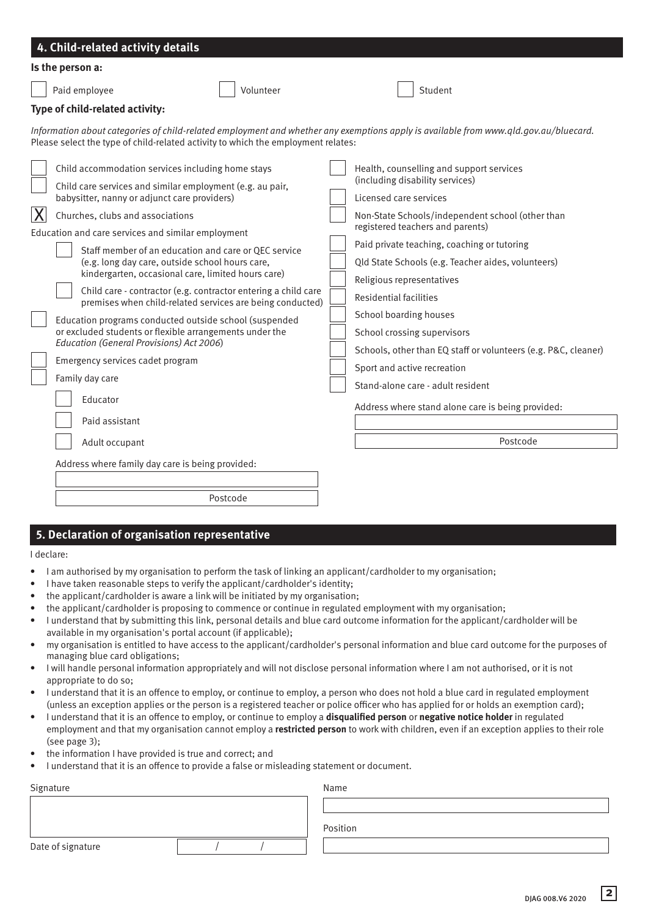## 4. Child-related activity details

**Is the person a:**

- [ ] Paid employee
- [ ] Volunteer
- [ ] Student

**Type of child-related activity:**

*Information about categories of child-related employment and whether any exemptions apply is available from www.qld.gov.au/bluecard.*
Please select the type of child-related activity to which the employment relates:

- [ ] Child accommodation services including home stays
- [ ] Child care services and similar employment (e.g. au pair, babysitter, nanny or adjunct care providers)
- [x] Churches, clubs and associations
- Education and care services and similar employment
  - [ ] Staff member of an education and care or QEC service (e.g. long day care, outside school hours care, kindergarten, occasional care, limited hours care)
  - [ ] Child care - contractor (e.g. contractor entering a child care premises when child-related services are being conducted)
- [ ] Education programs conducted outside school (suspended or excluded students or flexible arrangements under the *Education (General Provisions) Act 2006*)
- [ ] Emergency services cadet program
- [ ] Family day care
  - [ ] Educator
  - [ ] Paid assistant
  - [ ] Adult occupant

  Address where family day care is being provided:

  Postcode

- [ ] Health, counselling and support services (including disability services)
- [ ] Licensed care services
- [ ] Non-State Schools/independent school (other than registered teachers and parents)
- [ ] Paid private teaching, coaching or tutoring
- [ ] Qld State Schools (e.g. Teacher aides, volunteers)
- [ ] Religious representatives
- [ ] Residential facilities
- [ ] School boarding houses
- [ ] School crossing supervisors
- [ ] Schools, other than EQ staff or volunteers (e.g. P&C, cleaner)
- [ ] Sport and active recreation
- [ ] Stand-alone care - adult resident

  Address where stand alone care is being provided:

  Postcode

## 5. Declaration of organisation representative

I declare:

- I am authorised by my organisation to perform the task of linking an applicant/cardholder to my organisation;
- I have taken reasonable steps to verify the applicant/cardholder's identity;
- the applicant/cardholder is aware a link will be initiated by my organisation;
- the applicant/cardholder is proposing to commence or continue in regulated employment with my organisation;
- I understand that by submitting this link, personal details and blue card outcome information for the applicant/cardholder will be available in my organisation's portal account (if applicable);
- my organisation is entitled to have access to the applicant/cardholder's personal information and blue card outcome for the purposes of managing blue card obligations;
- I will handle personal information appropriately and will not disclose personal information where I am not authorised, or it is not appropriate to do so;
- I understand that it is an offence to employ, or continue to employ, a person who does not hold a blue card in regulated employment (unless an exception applies or the person is a registered teacher or police officer who has applied for or holds an exemption card);
- I understand that it is an offence to employ, or continue to employ a **disqualified person** or **negative notice holder** in regulated employment and that my organisation cannot employ a **restricted person** to work with children, even if an exception applies to their role (see page 3);
- the information I have provided is true and correct; and
- I understand that it is an offence to provide a false or misleading statement or document.

Signature

Date of signature &nbsp;&nbsp;&nbsp; / &nbsp;&nbsp;&nbsp; /

Name

Position

DJAG 008.V6 2020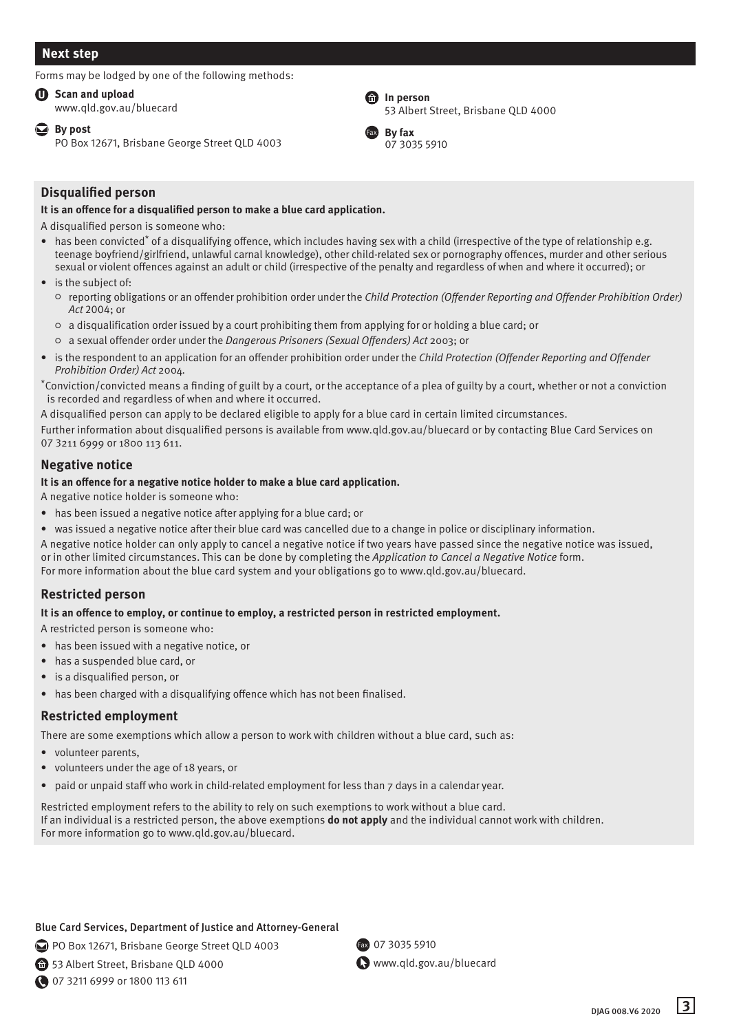## Next step

Forms may be lodged by one of the following methods:

**Scan and upload**
www.qld.gov.au/bluecard

**By post**
PO Box 12671, Brisbane George Street QLD 4003

**In person**
53 Albert Street, Brisbane QLD 4000

**By fax**
07 3035 5910

## Disqualified person

**It is an offence for a disqualified person to make a blue card application.**

A disqualified person is someone who:

- has been convicted* of a disqualifying offence, which includes having sex with a child (irrespective of the type of relationship e.g. teenage boyfriend/girlfriend, unlawful carnal knowledge), other child-related sex or pornography offences, murder and other serious sexual or violent offences against an adult or child (irrespective of the penalty and regardless of when and where it occurred); or
- is the subject of:
  - reporting obligations or an offender prohibition order under the *Child Protection (Offender Reporting and Offender Prohibition Order) Act* 2004; or
  - a disqualification order issued by a court prohibiting them from applying for or holding a blue card; or
  - a sexual offender order under the *Dangerous Prisoners (Sexual Offenders) Act* 2003; or
- is the respondent to an application for an offender prohibition order under the *Child Protection (Offender Reporting and Offender Prohibition Order) Act* 2004.

*Conviction/convicted means a finding of guilt by a court, or the acceptance of a plea of guilty by a court, whether or not a conviction is recorded and regardless of when and where it occurred.

A disqualified person can apply to be declared eligible to apply for a blue card in certain limited circumstances.

Further information about disqualified persons is available from www.qld.gov.au/bluecard or by contacting Blue Card Services on 07 3211 6999 or 1800 113 611.

## Negative notice

**It is an offence for a negative notice holder to make a blue card application.**

A negative notice holder is someone who:

- has been issued a negative notice after applying for a blue card; or
- was issued a negative notice after their blue card was cancelled due to a change in police or disciplinary information.

A negative notice holder can only apply to cancel a negative notice if two years have passed since the negative notice was issued, or in other limited circumstances. This can be done by completing the *Application to Cancel a Negative Notice* form.
For more information about the blue card system and your obligations go to www.qld.gov.au/bluecard.

## Restricted person

**It is an offence to employ, or continue to employ, a restricted person in restricted employment.**

A restricted person is someone who:

- has been issued with a negative notice, or
- has a suspended blue card, or
- is a disqualified person, or
- has been charged with a disqualifying offence which has not been finalised.

## Restricted employment

There are some exemptions which allow a person to work with children without a blue card, such as:

- volunteer parents,
- volunteers under the age of 18 years, or
- paid or unpaid staff who work in child-related employment for less than 7 days in a calendar year.

Restricted employment refers to the ability to rely on such exemptions to work without a blue card.
If an individual is a restricted person, the above exemptions **do not apply** and the individual cannot work with children.
For more information go to www.qld.gov.au/bluecard.

Blue Card Services, Department of Justice and Attorney-General

PO Box 12671, Brisbane George Street QLD 4003
53 Albert Street, Brisbane QLD 4000
07 3211 6999 or 1800 113 611
07 3035 5910
www.qld.gov.au/bluecard

DJAG 008.V6 2020